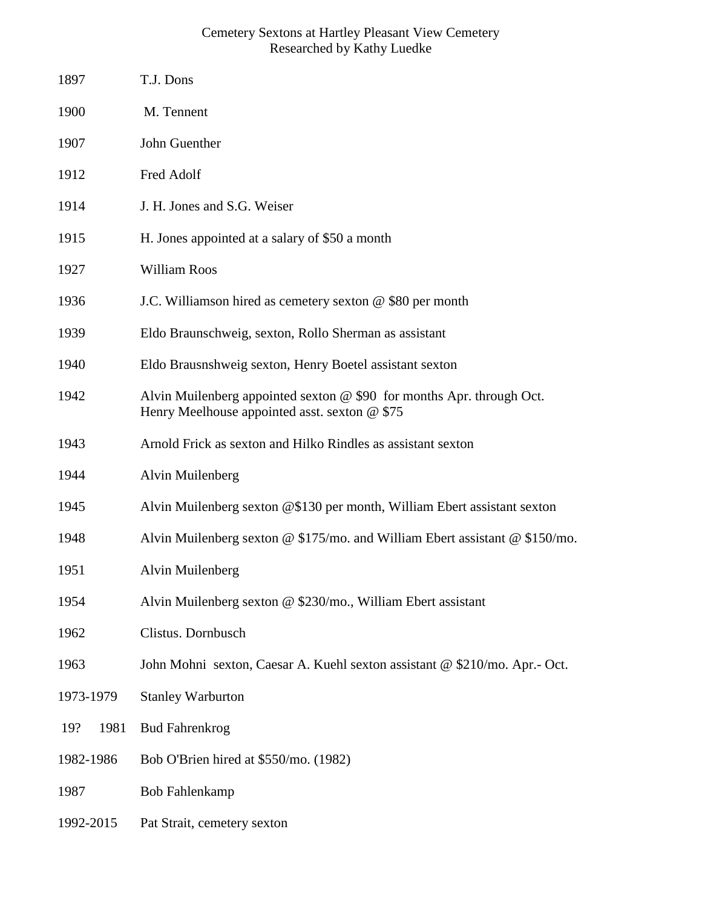# Cemetery Sextons at Hartley Pleasant View Cemetery

Researched by Kathy Luedke

| | |
|---|---|
| 1897 | T.J. Dons |
| 1900 | M. Tennent |
| 1907 | John Guenther |
| 1912 | Fred Adolf |
| 1914 | J. H. Jones and S.G. Weiser |
| 1915 | H. Jones appointed at a salary of $50 a month |
| 1927 | William Roos |
| 1936 | J.C. Williamson hired as cemetery sexton @ $80 per month |
| 1939 | Eldo Braunschweig, sexton, Rollo Sherman as assistant |
| 1940 | Eldo Brausnshweig sexton, Henry Boetel assistant sexton |
| 1942 | Alvin Muilenberg appointed sexton @ $90 for months Apr. through Oct. Henry Meelhouse appointed asst. sexton @ $75 |
| 1943 | Arnold Frick as sexton and Hilko Rindles as assistant sexton |
| 1944 | Alvin Muilenberg |
| 1945 | Alvin Muilenberg sexton @$130 per month, William Ebert assistant sexton |
| 1948 | Alvin Muilenberg sexton @ $175/mo. and William Ebert assistant @ $150/mo. |
| 1951 | Alvin Muilenberg |
| 1954 | Alvin Muilenberg sexton @ $230/mo., William Ebert assistant |
| 1962 | Clistus. Dornbusch |
| 1963 | John Mohni sexton, Caesar A. Kuehl sexton assistant @ $210/mo. Apr.- Oct. |
| 1973-1979 | Stanley Warburton |
| 19? 1981 | Bud Fahrenkrog |
| 1982-1986 | Bob O'Brien hired at $550/mo. (1982) |
| 1987 | Bob Fahlenkamp |
| 1992-2015 | Pat Strait, cemetery sexton |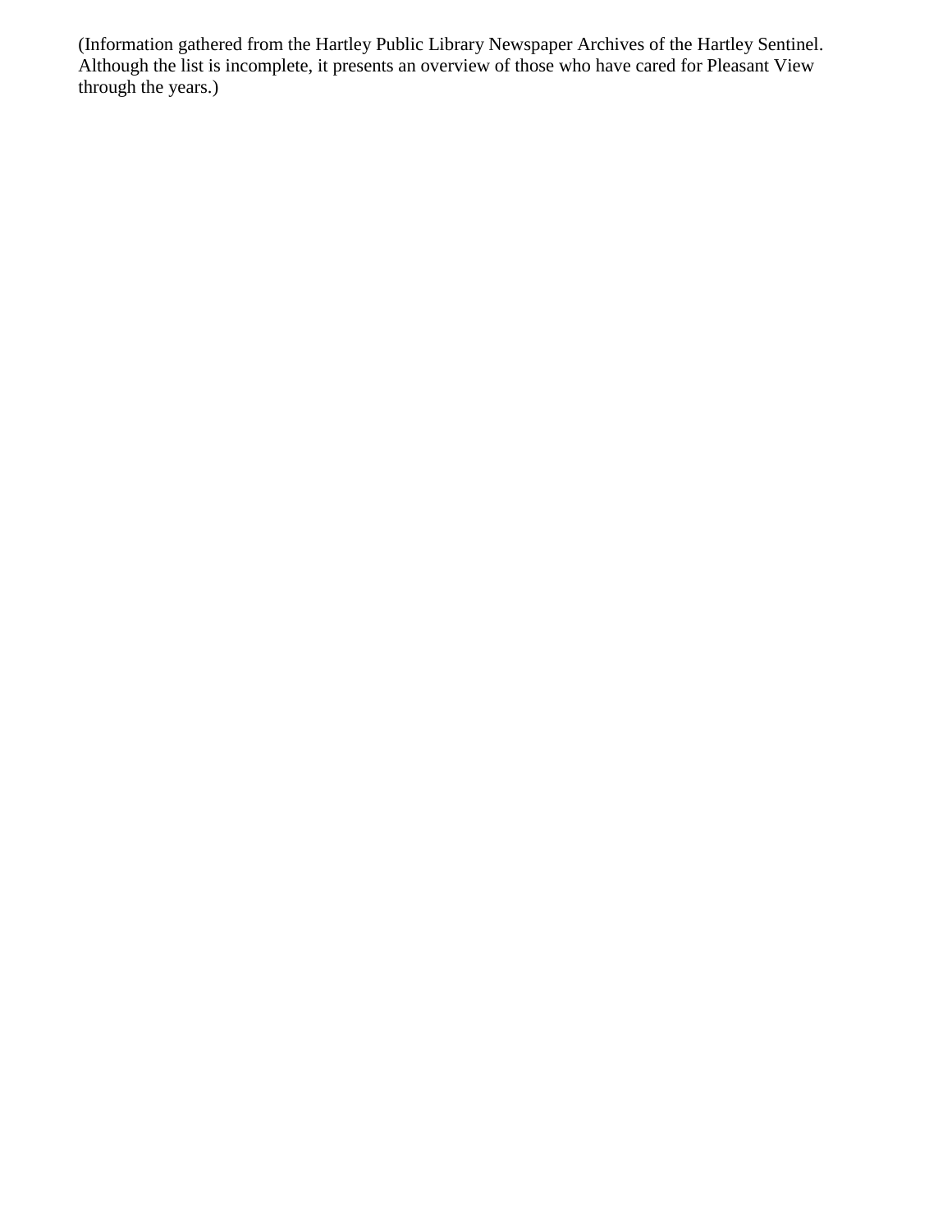(Information gathered from the Hartley Public Library Newspaper Archives of the Hartley Sentinel. Although the list is incomplete, it presents an overview of those who have cared for Pleasant View through the years.)